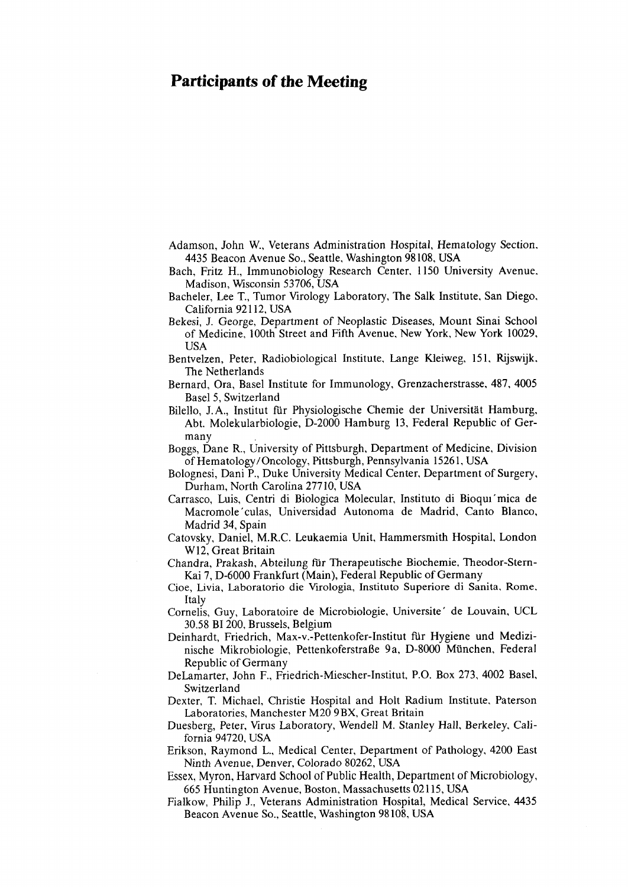# Participants of the Meeting

Adamson, John W., Veterans Administration Hospital, Hematology Section, 4435 Beacon Avenue So., Seattle, Washington 98108, USA

Bach, Fritz H., Immunobiology Research Center, 1150 University Avenue, Madison, Wisconsin 53706, USA

Bacheler, Lee T., Tumor Virology Laboratory, The Salk Institute, San Diego, California 92112, USA

Bekesi, J. George, Department of Neoplastic Diseases, Mount Sinai School of Medicine, 100th Street and Fifth Avenue, New York, New York 10029, USA

Bentvelzen, Peter, Radiobiological Institute, Lange Kleiweg, 151, Rijswijk, The Netherlands

Bernard, Ora, Basel Institute for Immunology, Grenzacherstrasse, 487, 4005 Basel 5, Switzerland

Bilello, J.A., Institut für Physiologische Chemie der Universität Hamburg, Abt. Molekularbiologie, D-2000 Hamburg 13, Federal Republic of Germany

Boggs, Dane R., University of Pittsburgh, Department of Medicine, Division of Hematology/Oncology, Pittsburgh, Pennsylvania 15261, USA

Bolognesi, Dani P., Duke University Medical Center, Department of Surgery, Durham, North Carolina 27710, USA

Carrasco, Luis, Centri di Biologica Molecular, Instituto di Bioqui´mica de Macromole´culas, Universidad Autonoma de Madrid, Canto Blanco, Madrid 34, Spain

Catovsky, Daniel, M.R.C. Leukaemia Unit, Hammersmith Hospital, London W12, Great Britain

Chandra, Prakash, Abteilung für Therapeutische Biochemie, Theodor-Stern-Kai 7, D-6000 Frankfurt (Main), Federal Republic of Germany

Cioe, Livia, Laboratorio die Virologia, Instituto Superiore di Sanita, Rome, Italy

Cornelis, Guy, Laboratoire de Microbiologie, Universite´ de Louvain, UCL 30.58 BI 200, Brussels, Belgium

Deinhardt, Friedrich, Max-v.-Pettenkofer-Institut für Hygiene und Medizinische Mikrobiologie, Pettenkoferstraße 9a, D-8000 München, Federal Republic of Germany

DeLamarter, John F., Friedrich-Miescher-Institut, P.O. Box 273, 4002 Basel, Switzerland

Dexter, T. Michael, Christie Hospital and Holt Radium Institute, Paterson Laboratories, Manchester M20 9BX, Great Britain

Duesberg, Peter, Virus Laboratory, Wendell M. Stanley Hall, Berkeley, California 94720, USA

Erikson, Raymond L., Medical Center, Department of Pathology, 4200 East Ninth Avenue, Denver, Colorado 80262, USA

Essex, Myron, Harvard School of Public Health, Department of Microbiology, 665 Huntington Avenue, Boston, Massachusetts 02115, USA

Fialkow, Philip J., Veterans Administration Hospital, Medical Service, 4435 Beacon Avenue So., Seattle, Washington 98108, USA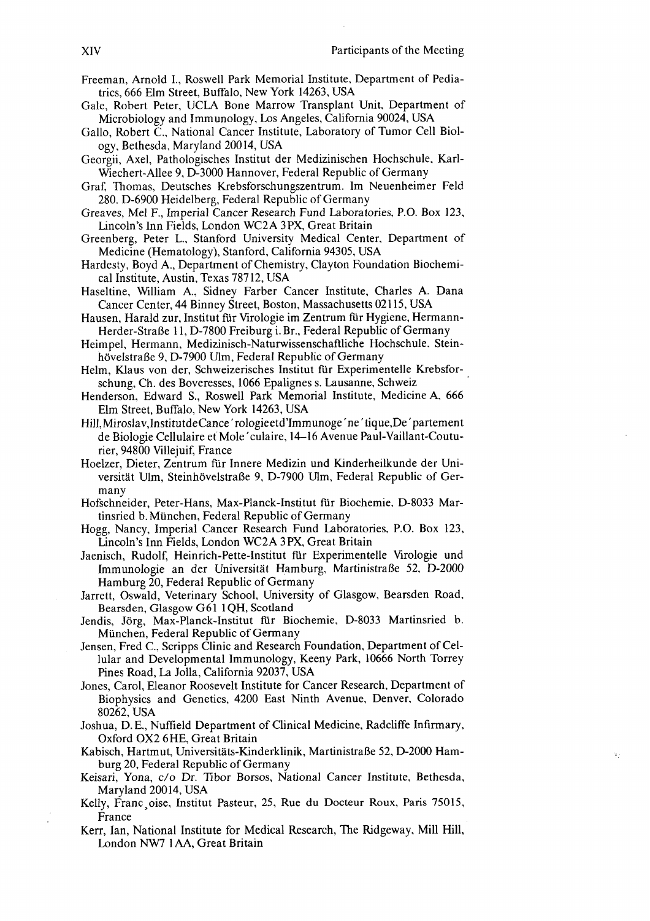Freeman, Arnold I., Roswell Park Memorial Institute, Department of Pediatrics, 666 Elm Street, Buffalo, New York 14263, USA

Gale, Robert Peter, UCLA Bone Marrow Transplant Unit, Department of Microbiology and Immunology, Los Angeles, California 90024, USA

Gallo, Robert C., National Cancer Institute, Laboratory of Tumor Cell Biology, Bethesda, Maryland 20014, USA

Georgii, Axel, Pathologisches Institut der Medizinischen Hochschule, Karl-Wiechert-Allee 9, D-3000 Hannover, Federal Republic of Germany

Graf, Thomas, Deutsches Krebsforschungszentrum. Im Neuenheimer Feld 280. D-6900 Heidelberg, Federal Republic of Germany

Greaves, Mel F., Imperial Cancer Research Fund Laboratories, P.O. Box 123, Lincoln's Inn Fields, London WC2A 3PX, Great Britain

Greenberg, Peter L., Stanford University Medical Center, Department of Medicine (Hematology), Stanford, California 94305, USA

Hardesty, Boyd A., Department of Chemistry, Clayton Foundation Biochemical Institute, Austin, Texas 78712, USA

Haseltine, William A., Sidney Farber Cancer Institute, Charles A. Dana Cancer Center, 44 Binney Street, Boston, Massachusetts 02115, USA

Hausen, Harald zur, Institut für Virologie im Zentrum für Hygiene, Hermann-Herder-Straße 11, D-7800 Freiburg i. Br., Federal Republic of Germany

Heimpel, Hermann, Medizinisch-Naturwissenschaftliche Hochschule, Steinhövelstraße 9, D-7900 Ulm, Federal Republic of Germany

Helm, Klaus von der, Schweizerisches Institut für Experimentelle Krebsforschung, Ch. des Boveresses, 1066 Epalignes s. Lausanne, Schweiz

Henderson, Edward S., Roswell Park Memorial Institute, Medicine A, 666 Elm Street, Buffalo, New York 14263, USA

Hill, Miroslav, Institut de Cancérologie et d'Immunogénétique, Département de Biologie Cellulaire et Moléculaire, 14–16 Avenue Paul-Vaillant-Couturier, 94800 Villejuif, France

Hoelzer, Dieter, Zentrum für Innere Medizin und Kinderheilkunde der Universität Ulm, Steinhövelstraße 9, D-7900 Ulm, Federal Republic of Germany

Hofschneider, Peter-Hans, Max-Planck-Institut für Biochemie, D-8033 Martinsried b. München, Federal Republic of Germany

Hogg, Nancy, Imperial Cancer Research Fund Laboratories, P.O. Box 123, Lincoln's Inn Fields, London WC2A 3PX, Great Britain

Jaenisch, Rudolf, Heinrich-Pette-Institut für Experimentelle Virologie und Immunologie an der Universität Hamburg, Martinistraße 52, D-2000 Hamburg 20, Federal Republic of Germany

Jarrett, Oswald, Veterinary School, University of Glasgow, Bearsden Road, Bearsden, Glasgow G61 1QH, Scotland

Jendis, Jörg, Max-Planck-Institut für Biochemie, D-8033 Martinsried b. München, Federal Republic of Germany

Jensen, Fred C., Scripps Clinic and Research Foundation, Department of Cellular and Developmental Immunology, Keeny Park, 10666 North Torrey Pines Road, La Jolla, California 92037, USA

Jones, Carol, Eleanor Roosevelt Institute for Cancer Research, Department of Biophysics and Genetics, 4200 East Ninth Avenue, Denver, Colorado 80262, USA

Joshua, D. E., Nuffield Department of Clinical Medicine, Radcliffe Infirmary, Oxford OX2 6HE, Great Britain

Kabisch, Hartmut, Universitäts-Kinderklinik, Martinistraße 52, D-2000 Hamburg 20, Federal Republic of Germany

Keisari, Yona, c/o Dr. Tibor Borsos, National Cancer Institute, Bethesda, Maryland 20014, USA

Kelly, Françoise, Institut Pasteur, 25, Rue du Docteur Roux, Paris 75015, France

Kerr, Ian, National Institute for Medical Research, The Ridgeway, Mill Hill, London NW7 1AA, Great Britain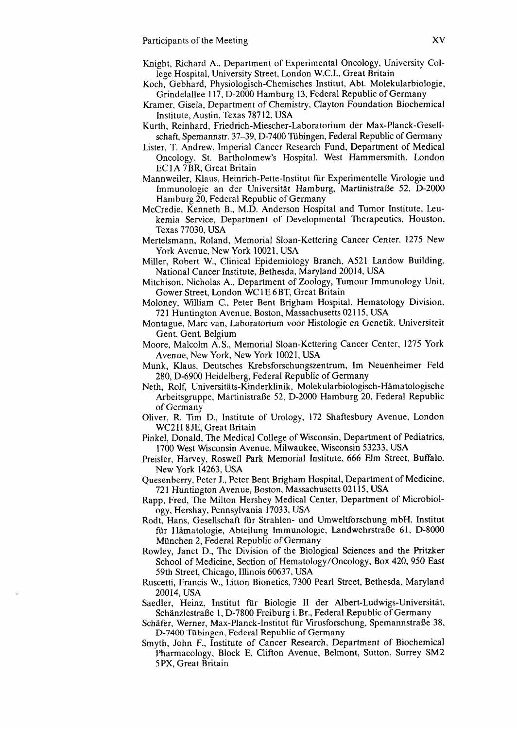Knight, Richard A., Department of Experimental Oncology, University College Hospital, University Street, London W.C.I., Great Britain

Koch, Gebhard, Physiologisch-Chemisches Institut, Abt. Molekularbiologie, Grindelallee 117, D-2000 Hamburg 13, Federal Republic of Germany

Kramer, Gisela, Department of Chemistry, Clayton Foundation Biochemical Institute, Austin, Texas 78712, USA

Kurth, Reinhard, Friedrich-Miescher-Laboratorium der Max-Planck-Gesellschaft, Spemannstr. 37–39, D-7400 Tübingen, Federal Republic of Germany

Lister, T. Andrew, Imperial Cancer Research Fund, Department of Medical Oncology, St. Bartholomew's Hospital, West Hammersmith, London EC1A 7BR, Great Britain

Mannweiler, Klaus, Heinrich-Pette-Institut für Experimentelle Virologie und Immunologie an der Universität Hamburg, Martinistraße 52, D-2000 Hamburg 20, Federal Republic of Germany

McCredie, Kenneth B., M.D. Anderson Hospital and Tumor Institute, Leukemia Service, Department of Developmental Therapeutics, Houston, Texas 77030, USA

Mertelsmann, Roland, Memorial Sloan-Kettering Cancer Center, 1275 New York Avenue, New York 10021, USA

Miller, Robert W., Clinical Epidemiology Branch, A521 Landow Building, National Cancer Institute, Bethesda, Maryland 20014, USA

Mitchison, Nicholas A., Department of Zoology, Tumour Immunology Unit, Gower Street, London WC1E 6BT, Great Britain

Moloney, William C., Peter Bent Brigham Hospital, Hematology Division, 721 Huntington Avenue, Boston, Massachusetts 02115, USA

Montague, Marc van, Laboratorium voor Histologie en Genetik, Universiteit Gent, Gent, Belgium

Moore, Malcolm A.S., Memorial Sloan-Kettering Cancer Center, 1275 York Avenue, New York, New York 10021, USA

Munk, Klaus, Deutsches Krebsforschungszentrum, Im Neuenheimer Feld 280, D-6900 Heidelberg, Federal Republic of Germany

Neth, Rolf, Universitäts-Kinderklinik, Molekularbiologisch-Hämatologische Arbeitsgruppe, Martinistraße 52, D-2000 Hamburg 20, Federal Republic of Germany

Oliver, R. Tim D., Institute of Urology, 172 Shaftesbury Avenue, London WC2H 8JE, Great Britain

Pinkel, Donald, The Medical College of Wisconsin, Department of Pediatrics, 1700 West Wisconsin Avenue, Milwaukee, Wisconsin 53233, USA

Preisler, Harvey, Roswell Park Memorial Institute, 666 Elm Street, Buffalo, New York 14263, USA

Quesenberry, Peter J., Peter Bent Brigham Hospital, Department of Medicine, 721 Huntington Avenue, Boston, Massachusetts 02115, USA

Rapp, Fred, The Milton Hershey Medical Center, Department of Microbiology, Hershay, Pennsylvania 17033, USA

Rodt, Hans, Gesellschaft für Strahlen- und Umweltforschung mbH, Institut für Hämatologie, Abteilung Immunologie, Landwehrstraße 61, D-8000 München 2, Federal Republic of Germany

Rowley, Janet D., The Division of the Biological Sciences and the Pritzker School of Medicine, Section of Hematology/Oncology, Box 420, 950 East 59th Street, Chicago, Illinois 60637, USA

Ruscetti, Francis W., Litton Bionetics, 7300 Pearl Street, Bethesda, Maryland 20014, USA

Saedler, Heinz, Institut für Biologie II der Albert-Ludwigs-Universität, Schänzlestraße 1, D-7800 Freiburg i. Br., Federal Republic of Germany

Schäfer, Werner, Max-Planck-Institut für Virusforschung, Spemannstraße 38, D-7400 Tübingen, Federal Republic of Germany

Smyth, John F., Institute of Cancer Research, Department of Biochemical Pharmacology, Block E, Clifton Avenue, Belmont, Sutton, Surrey SM2 5PX, Great Britain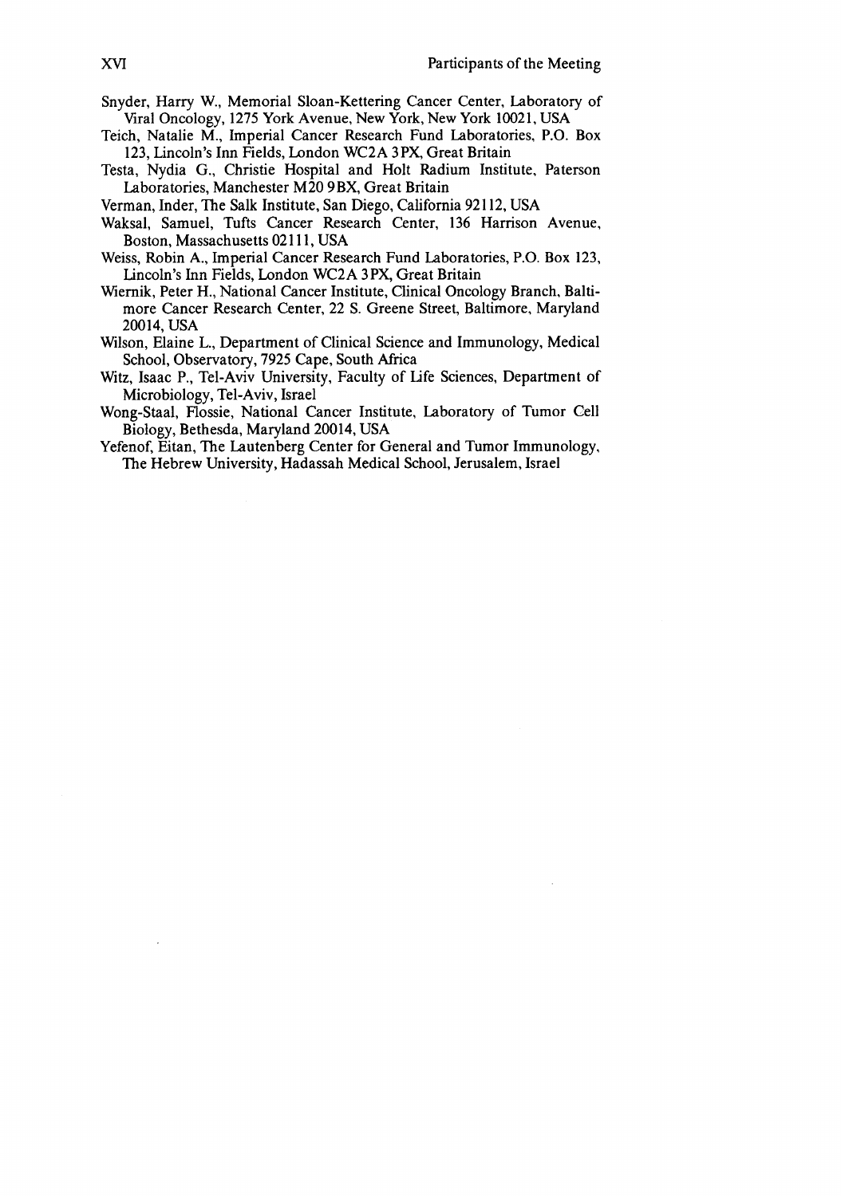Snyder, Harry W., Memorial Sloan-Kettering Cancer Center, Laboratory of Viral Oncology, 1275 York Avenue, New York, New York 10021, USA

Teich, Natalie M., Imperial Cancer Research Fund Laboratories, P.O. Box 123, Lincoln's Inn Fields, London WC2A 3PX, Great Britain

Testa, Nydia G., Christie Hospital and Holt Radium Institute, Paterson Laboratories, Manchester M20 9BX, Great Britain

Verman, Inder, The Salk Institute, San Diego, California 92112, USA

Waksal, Samuel, Tufts Cancer Research Center, 136 Harrison Avenue, Boston, Massachusetts 02111, USA

Weiss, Robin A., Imperial Cancer Research Fund Laboratories, P.O. Box 123, Lincoln's Inn Fields, London WC2A 3PX, Great Britain

Wiernik, Peter H., National Cancer Institute, Clinical Oncology Branch, Baltimore Cancer Research Center, 22 S. Greene Street, Baltimore, Maryland 20014, USA

Wilson, Elaine L., Department of Clinical Science and Immunology, Medical School, Observatory, 7925 Cape, South Africa

Witz, Isaac P., Tel-Aviv University, Faculty of Life Sciences, Department of Microbiology, Tel-Aviv, Israel

Wong-Staal, Flossie, National Cancer Institute, Laboratory of Tumor Cell Biology, Bethesda, Maryland 20014, USA

Yefenof, Eitan, The Lautenberg Center for General and Tumor Immunology, The Hebrew University, Hadassah Medical School, Jerusalem, Israel